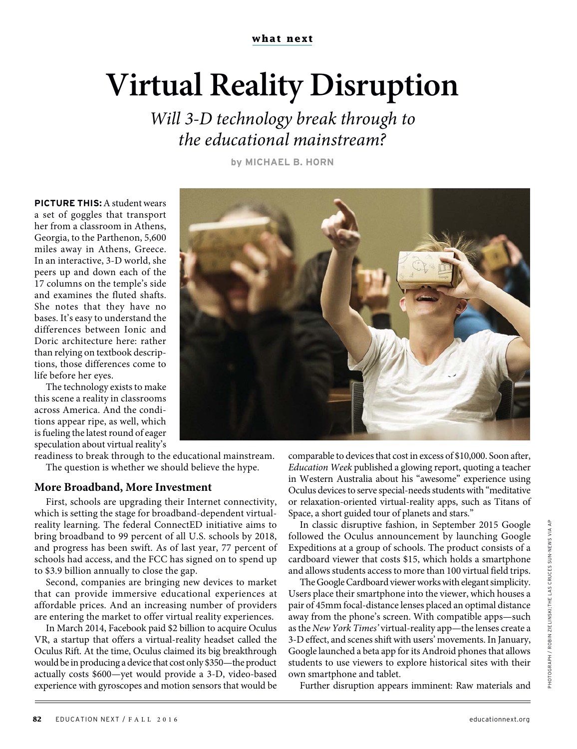what next

# Virtual Reality Disruption

*Will 3-D technology break through to the educational mainstream?*

by MICHAEL B. HORN

**PICTURE THIS:** A student wears a set of goggles that transport her from a classroom in Athens, Georgia, to the Parthenon, 5,600 miles away in Athens, Greece. In an interactive, 3-D world, she peers up and down each of the 17 columns on the temple's side and examines the fluted shafts. She notes that they have no bases. It's easy to understand the differences between Ionic and Doric architecture here: rather than relying on textbook descriptions, those differences come to life before her eyes.

The technology exists to make this scene a reality in classrooms across America. And the conditions appear ripe, as well, which is fueling the latest round of eager speculation about virtual reality's readiness to break through to the educational mainstream.

The question is whether we should believe the hype.

## More Broadband, More Investment

First, schools are upgrading their Internet connectivity, which is setting the stage for broadband-dependent virtual-reality learning. The federal ConnectED initiative aims to bring broadband to 99 percent of all U.S. schools by 2018, and progress has been swift. As of last year, 77 percent of schools had access, and the FCC has signed on to spend up to $3.9 billion annually to close the gap.

Second, companies are bringing new devices to market that can provide immersive educational experiences at affordable prices. And an increasing number of providers are entering the market to offer virtual reality experiences.

In March 2014, Facebook paid $2 billion to acquire Oculus VR, a startup that offers a virtual-reality headset called the Oculus Rift. At the time, Oculus claimed its big breakthrough would be in producing a device that cost only $350—the product actually costs $600—yet would provide a 3-D, video-based experience with gyroscopes and motion sensors that would be comparable to devices that cost in excess of $10,000. Soon after, *Education Week* published a glowing report, quoting a teacher in Western Australia about his "awesome" experience using Oculus devices to serve special-needs students with "meditative or relaxation-oriented virtual-reality apps, such as Titans of Space, a short guided tour of planets and stars."

In classic disruptive fashion, in September 2015 Google followed the Oculus announcement by launching Google Expeditions at a group of schools. The product consists of a cardboard viewer that costs $15, which holds a smartphone and allows students access to more than 100 virtual field trips.

The Google Cardboard viewer works with elegant simplicity. Users place their smartphone into the viewer, which houses a pair of 45mm focal-distance lenses placed an optimal distance away from the phone's screen. With compatible apps—such as the *New York Times'* virtual-reality app—the lenses create a 3-D effect, and scenes shift with users' movements. In January, Google launched a beta app for its Android phones that allows students to use viewers to explore historical sites with their own smartphone and tablet.

Further disruption appears imminent: Raw materials and

PHOTOGRAPH / ROBIN ZIELINSKI/THE LAS CRUCES SUN-NEWS VIA AP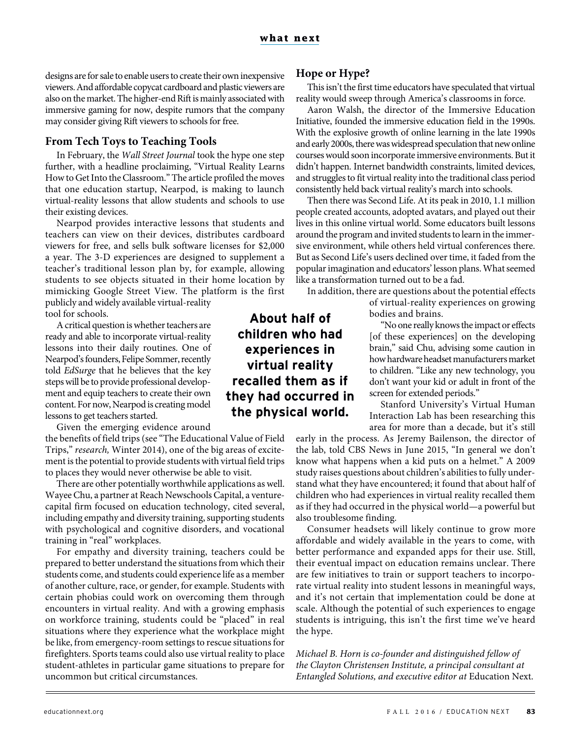designs are for sale to enable users to create their own inexpensive viewers. And affordable copycat cardboard and plastic viewers are also on the market. The higher-end Rift is mainly associated with immersive gaming for now, despite rumors that the company may consider giving Rift viewers to schools for free.

## From Tech Toys to Teaching Tools

In February, the *Wall Street Journal* took the hype one step further, with a headline proclaiming, "Virtual Reality Learns How to Get Into the Classroom." The article profiled the moves that one education startup, Nearpod, is making to launch virtual-reality lessons that allow students and schools to use their existing devices.

Nearpod provides interactive lessons that students and teachers can view on their devices, distributes cardboard viewers for free, and sells bulk software licenses for $2,000 a year. The 3-D experiences are designed to supplement a teacher's traditional lesson plan by, for example, allowing students to see objects situated in their home location by mimicking Google Street View. The platform is the first publicly and widely available virtual-reality tool for schools.

A critical question is whether teachers are ready and able to incorporate virtual-reality lessons into their daily routines. One of Nearpod's founders, Felipe Sommer, recently told *EdSurge* that he believes that the key steps will be to provide professional development and equip teachers to create their own content. For now, Nearpod is creating model lessons to get teachers started.

Given the emerging evidence around the benefits of field trips (see "The Educational Value of Field Trips," *research,* Winter 2014), one of the big areas of excitement is the potential to provide students with virtual field trips to places they would never otherwise be able to visit.

There are other potentially worthwhile applications as well. Wayee Chu, a partner at Reach Newschools Capital, a venture-capital firm focused on education technology, cited several, including empathy and diversity training, supporting students with psychological and cognitive disorders, and vocational training in "real" workplaces.

For empathy and diversity training, teachers could be prepared to better understand the situations from which their students come, and students could experience life as a member of another culture, race, or gender, for example. Students with certain phobias could work on overcoming them through encounters in virtual reality. And with a growing emphasis on workforce training, students could be "placed" in real situations where they experience what the workplace might be like, from emergency-room settings to rescue situations for firefighters. Sports teams could also use virtual reality to place student-athletes in particular game situations to prepare for uncommon but critical circumstances.

**About half of children who had experiences in virtual reality recalled them as if they had occurred in the physical world.**

## Hope or Hype?

This isn't the first time educators have speculated that virtual reality would sweep through America's classrooms in force.

Aaron Walsh, the director of the Immersive Education Initiative, founded the immersive education field in the 1990s. With the explosive growth of online learning in the late 1990s and early 2000s, there was widespread speculation that new online courses would soon incorporate immersive environments. But it didn't happen. Internet bandwidth constraints, limited devices, and struggles to fit virtual reality into the traditional class period consistently held back virtual reality's march into schools.

Then there was Second Life. At its peak in 2010, 1.1 million people created accounts, adopted avatars, and played out their lives in this online virtual world. Some educators built lessons around the program and invited students to learn in the immersive environment, while others held virtual conferences there. But as Second Life's users declined over time, it faded from the popular imagination and educators' lesson plans. What seemed like a transformation turned out to be a fad.

In addition, there are questions about the potential effects of virtual-reality experiences on growing bodies and brains.

"No one really knows the impact or effects [of these experiences] on the developing brain," said Chu, advising some caution in how hardware headset manufacturers market to children. "Like any new technology, you don't want your kid or adult in front of the screen for extended periods."

Stanford University's Virtual Human Interaction Lab has been researching this area for more than a decade, but it's still early in the process. As Jeremy Bailenson, the director of the lab, told CBS News in June 2015, "In general we don't know what happens when a kid puts on a helmet." A 2009 study raises questions about children's abilities to fully understand what they have encountered; it found that about half of children who had experiences in virtual reality recalled them as if they had occurred in the physical world—a powerful but also troublesome finding.

Consumer headsets will likely continue to grow more affordable and widely available in the years to come, with better performance and expanded apps for their use. Still, their eventual impact on education remains unclear. There are few initiatives to train or support teachers to incorporate virtual reality into student lessons in meaningful ways, and it's not certain that implementation could be done at scale. Although the potential of such experiences to engage students is intriguing, this isn't the first time we've heard the hype.

*Michael B. Horn is co-founder and distinguished fellow of the Clayton Christensen Institute, a principal consultant at Entangled Solutions, and executive editor at* Education Next.